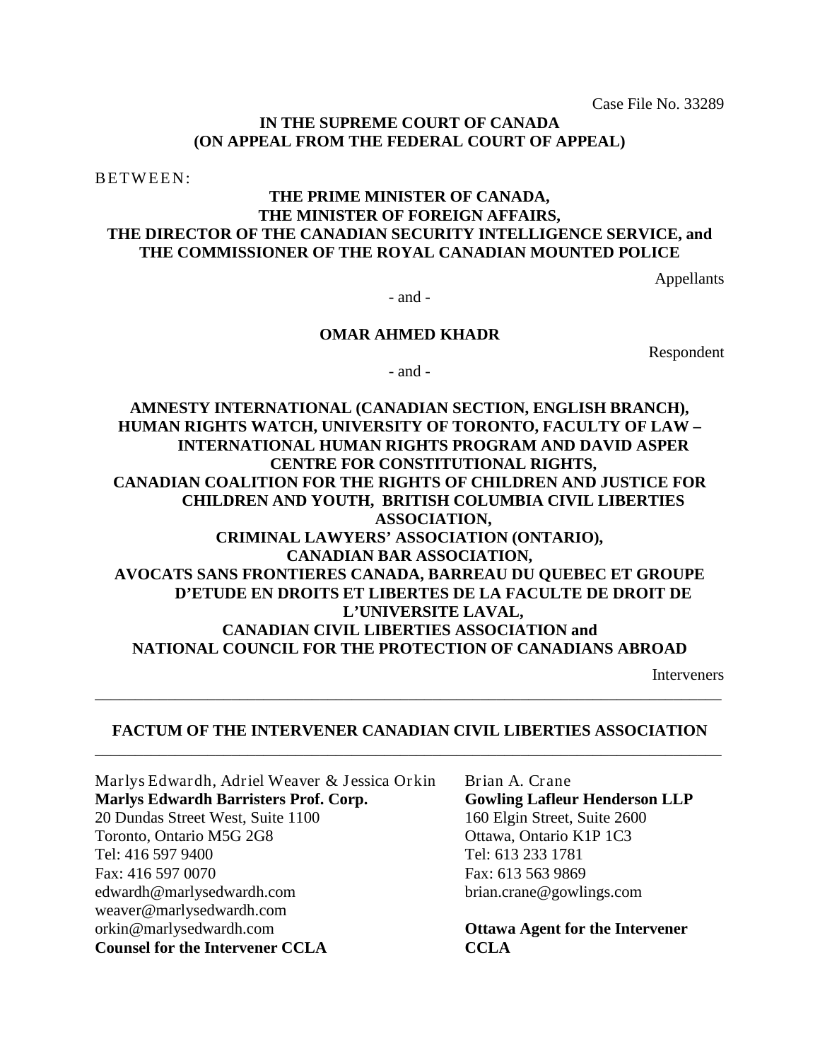Case File No. 33289

**IN THE SUPREME COURT OF CANADA**
**(ON APPEAL FROM THE FEDERAL COURT OF APPEAL)**

BETWEEN:

**THE PRIME MINISTER OF CANADA,**
**THE MINISTER OF FOREIGN AFFAIRS,**
**THE DIRECTOR OF THE CANADIAN SECURITY INTELLIGENCE SERVICE, and**
**THE COMMISSIONER OF THE ROYAL CANADIAN MOUNTED POLICE**

Appellants

\- and -

**OMAR AHMED KHADR**

Respondent

\- and -

**AMNESTY INTERNATIONAL (CANADIAN SECTION, ENGLISH BRANCH),**
**HUMAN RIGHTS WATCH, UNIVERSITY OF TORONTO, FACULTY OF LAW – INTERNATIONAL HUMAN RIGHTS PROGRAM AND DAVID ASPER CENTRE FOR CONSTITUTIONAL RIGHTS,**
**CANADIAN COALITION FOR THE RIGHTS OF CHILDREN AND JUSTICE FOR CHILDREN AND YOUTH, BRITISH COLUMBIA CIVIL LIBERTIES ASSOCIATION,**
**CRIMINAL LAWYERS' ASSOCIATION (ONTARIO),**
**CANADIAN BAR ASSOCIATION,**
**AVOCATS SANS FRONTIERES CANADA, BARREAU DU QUEBEC ET GROUPE D'ETUDE EN DROITS ET LIBERTES DE LA FACULTE DE DROIT DE L'UNIVERSITE LAVAL,**
**CANADIAN CIVIL LIBERTIES ASSOCIATION and**
**NATIONAL COUNCIL FOR THE PROTECTION OF CANADIANS ABROAD**

Interveners

---

**FACTUM OF THE INTERVENER CANADIAN CIVIL LIBERTIES ASSOCIATION**

---

Marlys Edwardh, Adriel Weaver & Jessica Orkin
**Marlys Edwardh Barristers Prof. Corp.**
20 Dundas Street West, Suite 1100
Toronto, Ontario M5G 2G8
Tel: 416 597 9400
Fax: 416 597 0070
edwardh@marlysedwardh.com
weaver@marlysedwardh.com
orkin@marlysedwardh.com
**Counsel for the Intervener CCLA**

Brian A. Crane
**Gowling Lafleur Henderson LLP**
160 Elgin Street, Suite 2600
Ottawa, Ontario K1P 1C3
Tel: 613 233 1781
Fax: 613 563 9869
brian.crane@gowlings.com

**Ottawa Agent for the Intervener CCLA**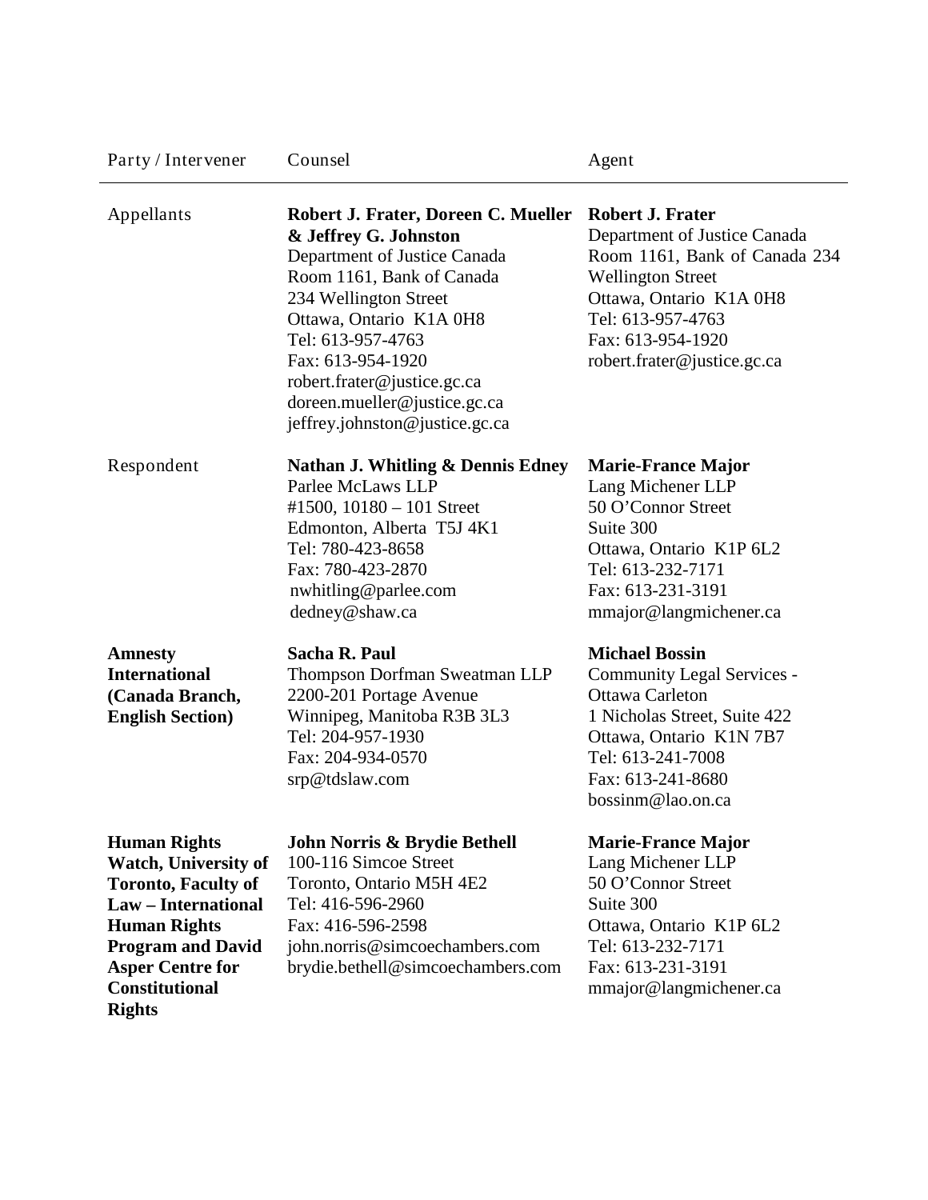| Party / Intervener | Counsel | Agent |
| --- | --- | --- |
| Appellants | **Robert J. Frater, Doreen C. Mueller & Jeffrey G. Johnston**<br>Department of Justice Canada<br>Room 1161, Bank of Canada<br>234 Wellington Street<br>Ottawa, Ontario K1A 0H8<br>Tel: 613-957-4763<br>Fax: 613-954-1920<br>robert.frater@justice.gc.ca<br>doreen.mueller@justice.gc.ca<br>jeffrey.johnston@justice.gc.ca | **Robert J. Frater**<br>Department of Justice Canada<br>Room 1161, Bank of Canada 234 Wellington Street<br>Ottawa, Ontario K1A 0H8<br>Tel: 613-957-4763<br>Fax: 613-954-1920<br>robert.frater@justice.gc.ca |
| Respondent | **Nathan J. Whitling & Dennis Edney**<br>Parlee McLaws LLP<br>#1500, 10180 – 101 Street<br>Edmonton, Alberta T5J 4K1<br>Tel: 780-423-8658<br>Fax: 780-423-2870<br>nwhitling@parlee.com<br>dedney@shaw.ca | **Marie-France Major**<br>Lang Michener LLP<br>50 O'Connor Street<br>Suite 300<br>Ottawa, Ontario K1P 6L2<br>Tel: 613-232-7171<br>Fax: 613-231-3191<br>mmajor@langmichener.ca |
| **Amnesty International (Canada Branch, English Section)** | **Sacha R. Paul**<br>Thompson Dorfman Sweatman LLP<br>2200-201 Portage Avenue<br>Winnipeg, Manitoba R3B 3L3<br>Tel: 204-957-1930<br>Fax: 204-934-0570<br>srp@tdslaw.com | **Michael Bossin**<br>Community Legal Services - Ottawa Carleton<br>1 Nicholas Street, Suite 422<br>Ottawa, Ontario K1N 7B7<br>Tel: 613-241-7008<br>Fax: 613-241-8680<br>bossinm@lao.on.ca |
| **Human Rights Watch, University of Toronto, Faculty of Law – International Human Rights Program and David Asper Centre for Constitutional Rights** | **John Norris & Brydie Bethell**<br>100-116 Simcoe Street<br>Toronto, Ontario M5H 4E2<br>Tel: 416-596-2960<br>Fax: 416-596-2598<br>john.norris@simcoechambers.com<br>brydie.bethell@simcoechambers.com | **Marie-France Major**<br>Lang Michener LLP<br>50 O'Connor Street<br>Suite 300<br>Ottawa, Ontario K1P 6L2<br>Tel: 613-232-7171<br>Fax: 613-231-3191<br>mmajor@langmichener.ca |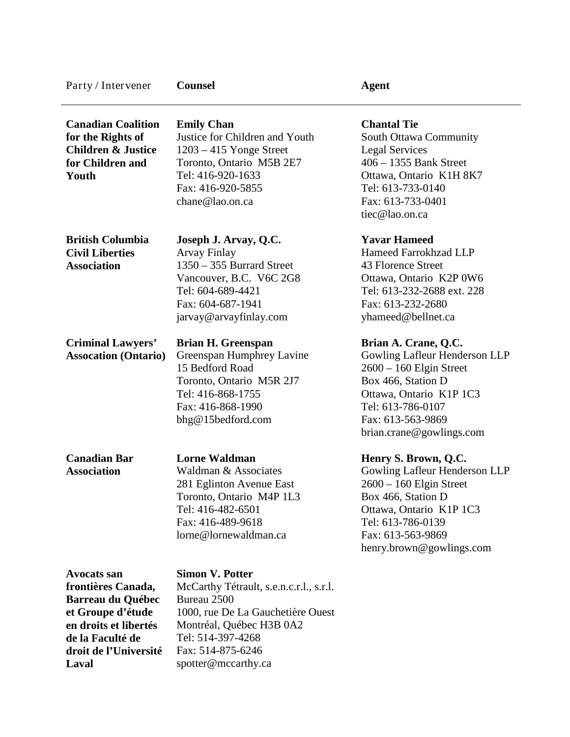| Party / Intervener | Counsel | Agent |
|---|---|---|
| **Canadian Coalition for the Rights of Children & Justice for Children and Youth** | **Emily Chan**<br>Justice for Children and Youth<br>1203 – 415 Yonge Street<br>Toronto, Ontario M5B 2E7<br>Tel: 416-920-1633<br>Fax: 416-920-5855<br>chane@lao.on.ca | **Chantal Tie**<br>South Ottawa Community Legal Services<br>406 – 1355 Bank Street<br>Ottawa, Ontario K1H 8K7<br>Tel: 613-733-0140<br>Fax: 613-733-0401<br>tiec@lao.on.ca |
| **British Columbia Civil Liberties Association** | **Joseph J. Arvay, Q.C.**<br>Arvay Finlay<br>1350 – 355 Burrard Street<br>Vancouver, B.C. V6C 2G8<br>Tel: 604-689-4421<br>Fax: 604-687-1941<br>jarvay@arvayfinlay.com | **Yavar Hameed**<br>Hameed Farrokhzad LLP<br>43 Florence Street<br>Ottawa, Ontario K2P 0W6<br>Tel: 613-232-2688 ext. 228<br>Fax: 613-232-2680<br>yhameed@bellnet.ca |
| **Criminal Lawyers' Assocation (Ontario)** | **Brian H. Greenspan**<br>Greenspan Humphrey Lavine<br>15 Bedford Road<br>Toronto, Ontario M5R 2J7<br>Tel: 416-868-1755<br>Fax: 416-868-1990<br>bhg@15bedford.com | **Brian A. Crane, Q.C.**<br>Gowling Lafleur Henderson LLP<br>2600 – 160 Elgin Street<br>Box 466, Station D<br>Ottawa, Ontario K1P 1C3<br>Tel: 613-786-0107<br>Fax: 613-563-9869<br>brian.crane@gowlings.com |
| **Canadian Bar Association** | **Lorne Waldman**<br>Waldman & Associates<br>281 Eglinton Avenue East<br>Toronto, Ontario M4P 1L3<br>Tel: 416-482-6501<br>Fax: 416-489-9618<br>lorne@lornewaldman.ca | **Henry S. Brown, Q.C.**<br>Gowling Lafleur Henderson LLP<br>2600 – 160 Elgin Street<br>Box 466, Station D<br>Ottawa, Ontario K1P 1C3<br>Tel: 613-786-0139<br>Fax: 613-563-9869<br>henry.brown@gowlings.com |
| **Avocats san frontières Canada, Barreau du Québec et Groupe d'étude en droits et libertés de la Faculté de droit de l'Université Laval** | **Simon V. Potter**<br>McCarthy Tétrault, s.e.n.c.r.l., s.r.l.<br>Bureau 2500<br>1000, rue De La Gauchetière Ouest<br>Montréal, Québec H3B 0A2<br>Tel: 514-397-4268<br>Fax: 514-875-6246<br>spotter@mccarthy.ca | |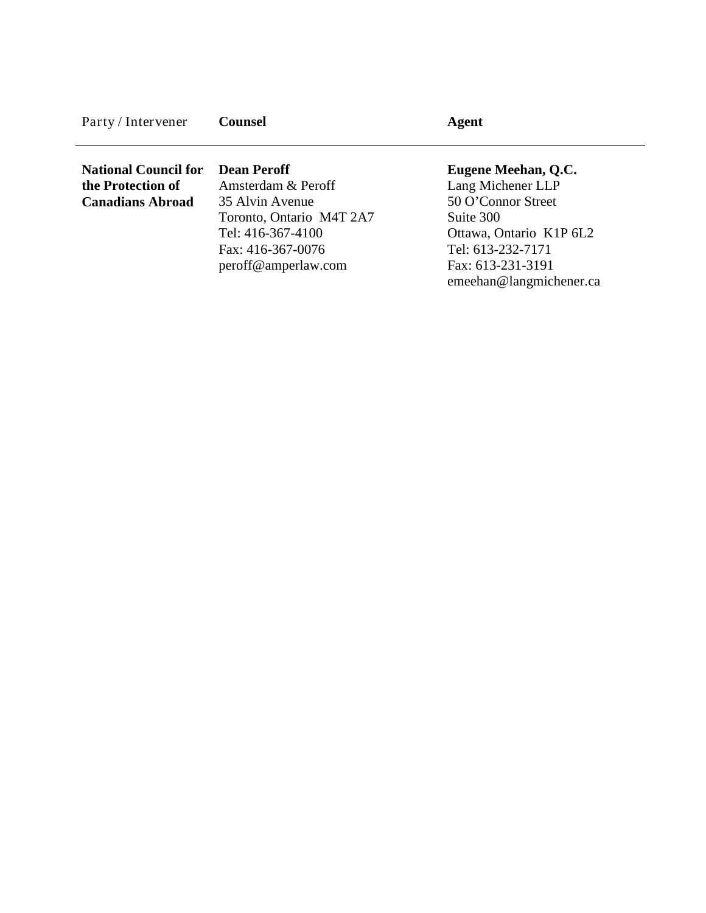| Party / Intervener | Counsel | Agent |
| --- | --- | --- |
| **National Council for the Protection of Canadians Abroad** | **Dean Peroff**<br>Amsterdam & Peroff<br>35 Alvin Avenue<br>Toronto, Ontario M4T 2A7<br>Tel: 416-367-4100<br>Fax: 416-367-0076<br>peroff@amperlaw.com | **Eugene Meehan, Q.C.**<br>Lang Michener LLP<br>50 O'Connor Street<br>Suite 300<br>Ottawa, Ontario K1P 6L2<br>Tel: 613-232-7171<br>Fax: 613-231-3191<br>emeehan@langmichener.ca |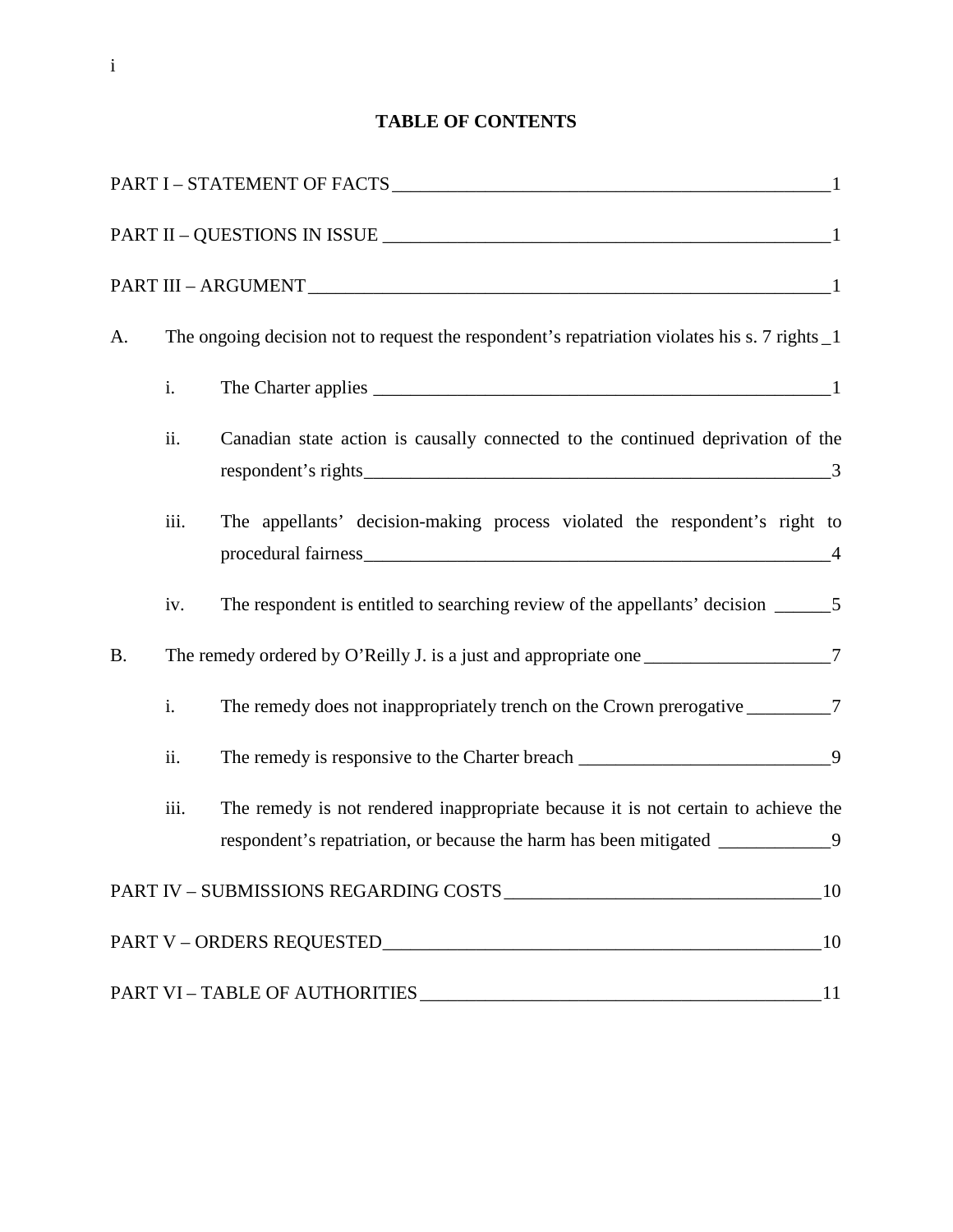## TABLE OF CONTENTS

PART I – STATEMENT OF FACTS 1

PART II – QUESTIONS IN ISSUE 1

PART III – ARGUMENT 1

A. The ongoing decision not to request the respondent's repatriation violates his s. 7 rights 1

- i. The Charter applies 1
- ii. Canadian state action is causally connected to the continued deprivation of the respondent's rights 3
- iii. The appellants' decision-making process violated the respondent's right to procedural fairness 4
- iv. The respondent is entitled to searching review of the appellants' decision 5

B. The remedy ordered by O'Reilly J. is a just and appropriate one 7

- i. The remedy does not inappropriately trench on the Crown prerogative 7
- ii. The remedy is responsive to the Charter breach 9
- iii. The remedy is not rendered inappropriate because it is not certain to achieve the respondent's repatriation, or because the harm has been mitigated 9

PART IV – SUBMISSIONS REGARDING COSTS 10

PART V – ORDERS REQUESTED 10

PART VI – TABLE OF AUTHORITIES 11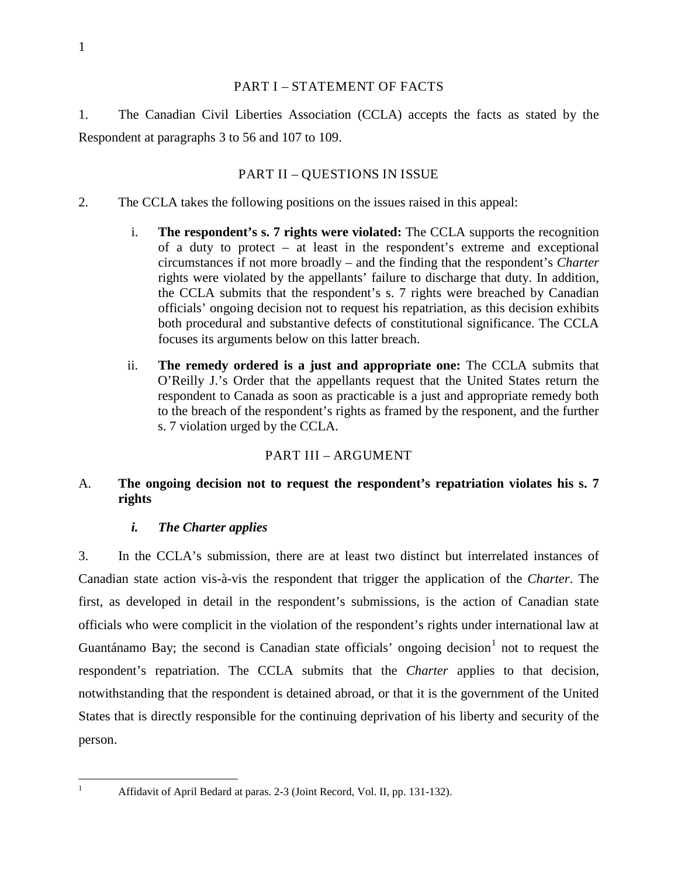## PART I – STATEMENT OF FACTS

1. The Canadian Civil Liberties Association (CCLA) accepts the facts as stated by the Respondent at paragraphs 3 to 56 and 107 to 109.

## PART II – QUESTIONS IN ISSUE

2. The CCLA takes the following positions on the issues raised in this appeal:

   i. **The respondent's s. 7 rights were violated:** The CCLA supports the recognition of a duty to protect – at least in the respondent's extreme and exceptional circumstances if not more broadly – and the finding that the respondent's *Charter* rights were violated by the appellants' failure to discharge that duty. In addition, the CCLA submits that the respondent's s. 7 rights were breached by Canadian officials' ongoing decision not to request his repatriation, as this decision exhibits both procedural and substantive defects of constitutional significance. The CCLA focuses its arguments below on this latter breach.

   ii. **The remedy ordered is a just and appropriate one:** The CCLA submits that O'Reilly J.'s Order that the appellants request that the United States return the respondent to Canada as soon as practicable is a just and appropriate remedy both to the breach of the respondent's rights as framed by the responent, and the further s. 7 violation urged by the CCLA.

## PART III – ARGUMENT

### A. The ongoing decision not to request the respondent's repatriation violates his s. 7 rights

#### *i. The Charter applies*

3. In the CCLA's submission, there are at least two distinct but interrelated instances of Canadian state action vis-à-vis the respondent that trigger the application of the *Charter*. The first, as developed in detail in the respondent's submissions, is the action of Canadian state officials who were complicit in the violation of the respondent's rights under international law at Guantánamo Bay; the second is Canadian state officials' ongoing decision[1] not to request the respondent's repatriation. The CCLA submits that the *Charter* applies to that decision, notwithstanding that the respondent is detained abroad, or that it is the government of the United States that is directly responsible for the continuing deprivation of his liberty and security of the person.

---

[1] Affidavit of April Bedard at paras. 2-3 (Joint Record, Vol. II, pp. 131-132).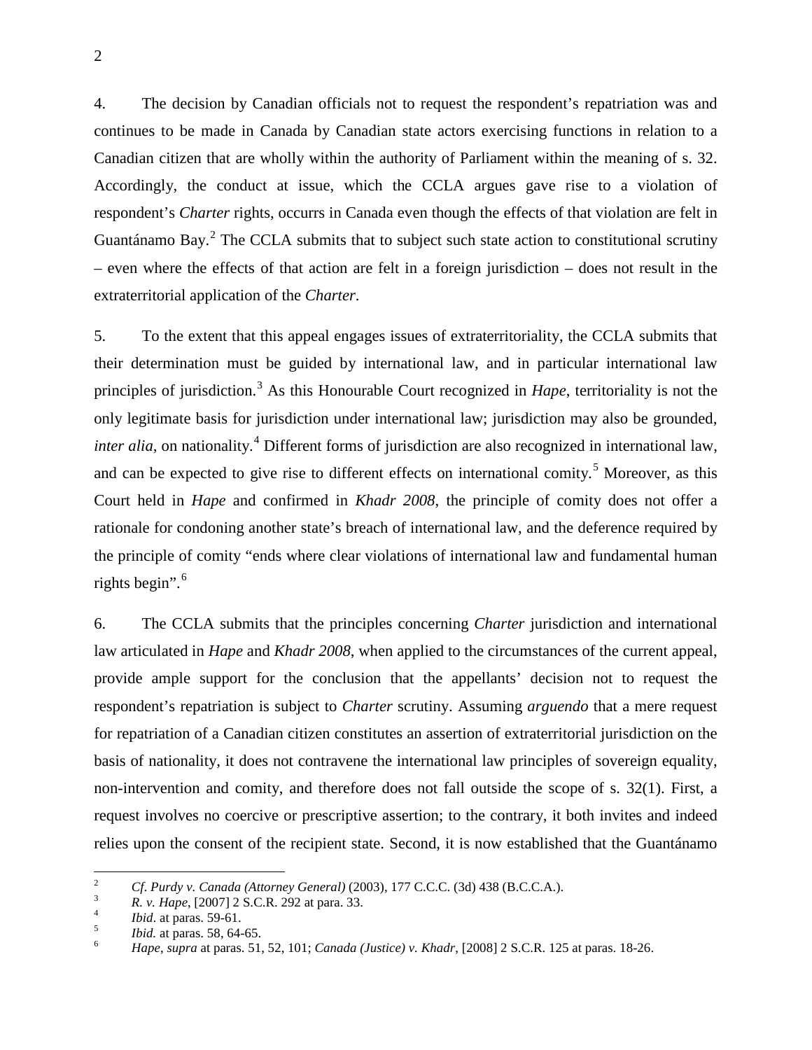4. The decision by Canadian officials not to request the respondent's repatriation was and continues to be made in Canada by Canadian state actors exercising functions in relation to a Canadian citizen that are wholly within the authority of Parliament within the meaning of s. 32. Accordingly, the conduct at issue, which the CCLA argues gave rise to a violation of respondent's *Charter* rights, occurrs in Canada even though the effects of that violation are felt in Guantánamo Bay.[2] The CCLA submits that to subject such state action to constitutional scrutiny – even where the effects of that action are felt in a foreign jurisdiction – does not result in the extraterritorial application of the *Charter*.

5. To the extent that this appeal engages issues of extraterritoriality, the CCLA submits that their determination must be guided by international law, and in particular international law principles of jurisdiction.[3] As this Honourable Court recognized in *Hape*, territoriality is not the only legitimate basis for jurisdiction under international law; jurisdiction may also be grounded, *inter alia*, on nationality.[4] Different forms of jurisdiction are also recognized in international law, and can be expected to give rise to different effects on international comity.[5] Moreover, as this Court held in *Hape* and confirmed in *Khadr 2008*, the principle of comity does not offer a rationale for condoning another state's breach of international law, and the deference required by the principle of comity "ends where clear violations of international law and fundamental human rights begin".[6]

6. The CCLA submits that the principles concerning *Charter* jurisdiction and international law articulated in *Hape* and *Khadr 2008*, when applied to the circumstances of the current appeal, provide ample support for the conclusion that the appellants' decision not to request the respondent's repatriation is subject to *Charter* scrutiny. Assuming *arguendo* that a mere request for repatriation of a Canadian citizen constitutes an assertion of extraterritorial jurisdiction on the basis of nationality, it does not contravene the international law principles of sovereign equality, non-intervention and comity, and therefore does not fall outside the scope of s. 32(1). First, a request involves no coercive or prescriptive assertion; to the contrary, it both invites and indeed relies upon the consent of the recipient state. Second, it is now established that the Guantánamo

---

[2] *Cf. Purdy v. Canada (Attorney General)* (2003), 177 C.C.C. (3d) 438 (B.C.C.A.).

[3] *R. v. Hape*, [2007] 2 S.C.R. 292 at para. 33.

[4] *Ibid*. at paras. 59-61.

[5] *Ibid.* at paras. 58, 64-65.

[6] *Hape*, *supra* at paras. 51, 52, 101; *Canada (Justice) v. Khadr*, [2008] 2 S.C.R. 125 at paras. 18-26.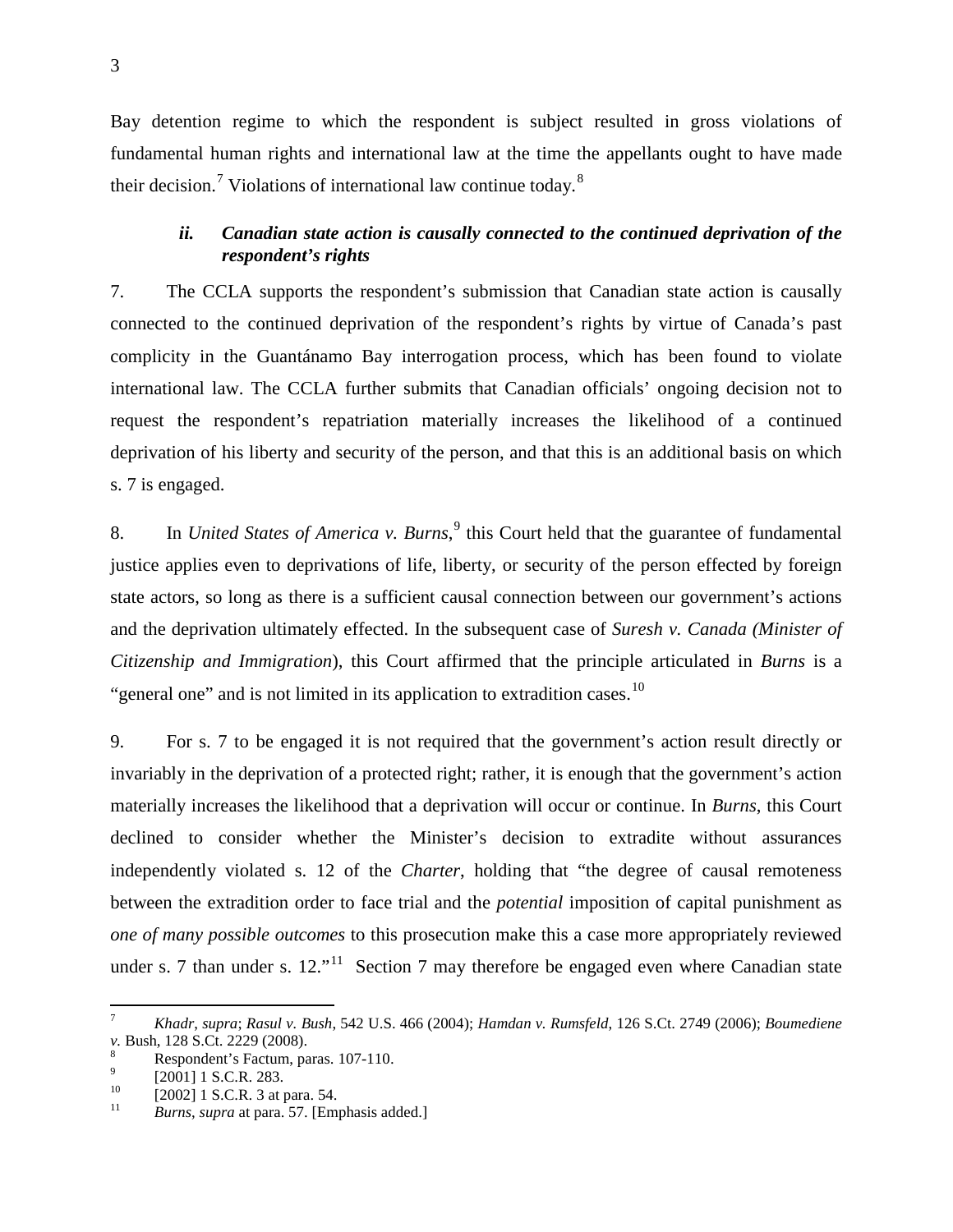Bay detention regime to which the respondent is subject resulted in gross violations of fundamental human rights and international law at the time the appellants ought to have made their decision.[7] Violations of international law continue today.[8]

### *ii. Canadian state action is causally connected to the continued deprivation of the respondent's rights*

7. The CCLA supports the respondent's submission that Canadian state action is causally connected to the continued deprivation of the respondent's rights by virtue of Canada's past complicity in the Guantánamo Bay interrogation process, which has been found to violate international law. The CCLA further submits that Canadian officials' ongoing decision not to request the respondent's repatriation materially increases the likelihood of a continued deprivation of his liberty and security of the person, and that this is an additional basis on which s. 7 is engaged.

8. In *United States of America v. Burns*,[9] this Court held that the guarantee of fundamental justice applies even to deprivations of life, liberty, or security of the person effected by foreign state actors, so long as there is a sufficient causal connection between our government's actions and the deprivation ultimately effected. In the subsequent case of *Suresh v. Canada (Minister of Citizenship and Immigration*), this Court affirmed that the principle articulated in *Burns* is a "general one" and is not limited in its application to extradition cases.[10]

9. For s. 7 to be engaged it is not required that the government's action result directly or invariably in the deprivation of a protected right; rather, it is enough that the government's action materially increases the likelihood that a deprivation will occur or continue. In *Burns*, this Court declined to consider whether the Minister's decision to extradite without assurances independently violated s. 12 of the *Charter*, holding that "the degree of causal remoteness between the extradition order to face trial and the *potential* imposition of capital punishment as *one of many possible outcomes* to this prosecution make this a case more appropriately reviewed under s. 7 than under s. 12."[11] Section 7 may therefore be engaged even where Canadian state

---

[7] *Khadr*, *supra*; *Rasul v. Bush*, 542 U.S. 466 (2004); *Hamdan v. Rumsfeld*, 126 S.Ct. 2749 (2006); *Boumediene v.* Bush, 128 S.Ct. 2229 (2008).

[8] Respondent's Factum, paras. 107-110.

[9] [2001] 1 S.C.R. 283.

[10] [2002] 1 S.C.R. 3 at para. 54.

[11] *Burns*, *supra* at para. 57. [Emphasis added.]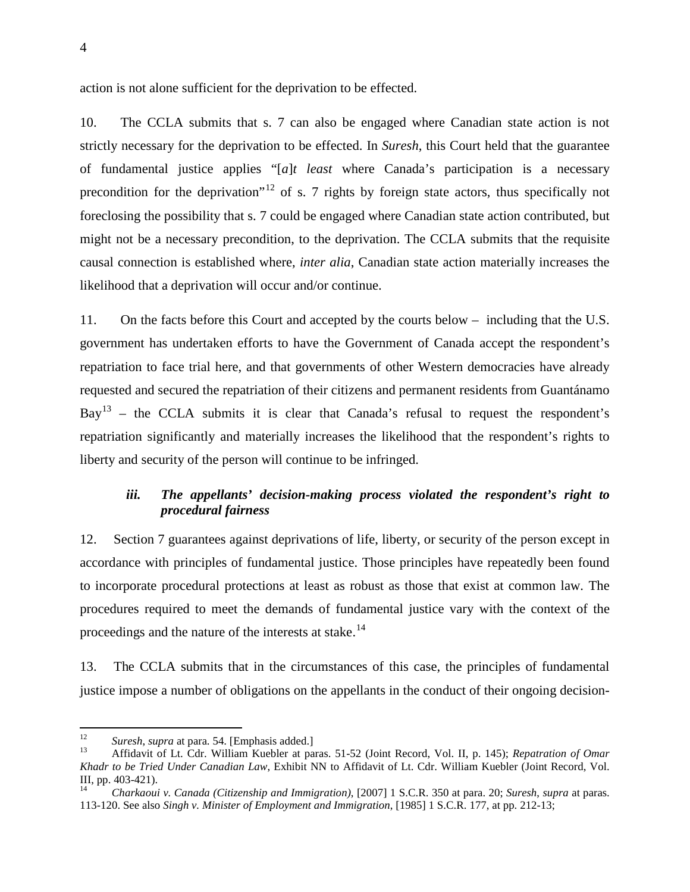action is not alone sufficient for the deprivation to be effected.

10. The CCLA submits that s. 7 can also be engaged where Canadian state action is not strictly necessary for the deprivation to be effected. In *Suresh*, this Court held that the guarantee of fundamental justice applies "[*a*]*t least* where Canada's participation is a necessary precondition for the deprivation"[12] of s. 7 rights by foreign state actors, thus specifically not foreclosing the possibility that s. 7 could be engaged where Canadian state action contributed, but might not be a necessary precondition, to the deprivation. The CCLA submits that the requisite causal connection is established where, *inter alia*, Canadian state action materially increases the likelihood that a deprivation will occur and/or continue.

11. On the facts before this Court and accepted by the courts below – including that the U.S. government has undertaken efforts to have the Government of Canada accept the respondent's repatriation to face trial here, and that governments of other Western democracies have already requested and secured the repatriation of their citizens and permanent residents from Guantánamo Bay[13] – the CCLA submits it is clear that Canada's refusal to request the respondent's repatriation significantly and materially increases the likelihood that the respondent's rights to liberty and security of the person will continue to be infringed.

### *iii. The appellants' decision-making process violated the respondent's right to procedural fairness*

12. Section 7 guarantees against deprivations of life, liberty, or security of the person except in accordance with principles of fundamental justice. Those principles have repeatedly been found to incorporate procedural protections at least as robust as those that exist at common law. The procedures required to meet the demands of fundamental justice vary with the context of the proceedings and the nature of the interests at stake.[14]

13. The CCLA submits that in the circumstances of this case, the principles of fundamental justice impose a number of obligations on the appellants in the conduct of their ongoing decision-

---

[12] *Suresh*, *supra* at para. 54. [Emphasis added.]

[13] Affidavit of Lt. Cdr. William Kuebler at paras. 51-52 (Joint Record, Vol. II, p. 145); *Repatration of Omar Khadr to be Tried Under Canadian Law*, Exhibit NN to Affidavit of Lt. Cdr. William Kuebler (Joint Record, Vol. III, pp. 403-421).

[14] *Charkaoui v. Canada (Citizenship and Immigration)*, [2007] 1 S.C.R. 350 at para. 20; *Suresh*, *supra* at paras. 113-120. See also *Singh v. Minister of Employment and Immigration*, [1985] 1 S.C.R. 177, at pp. 212-13;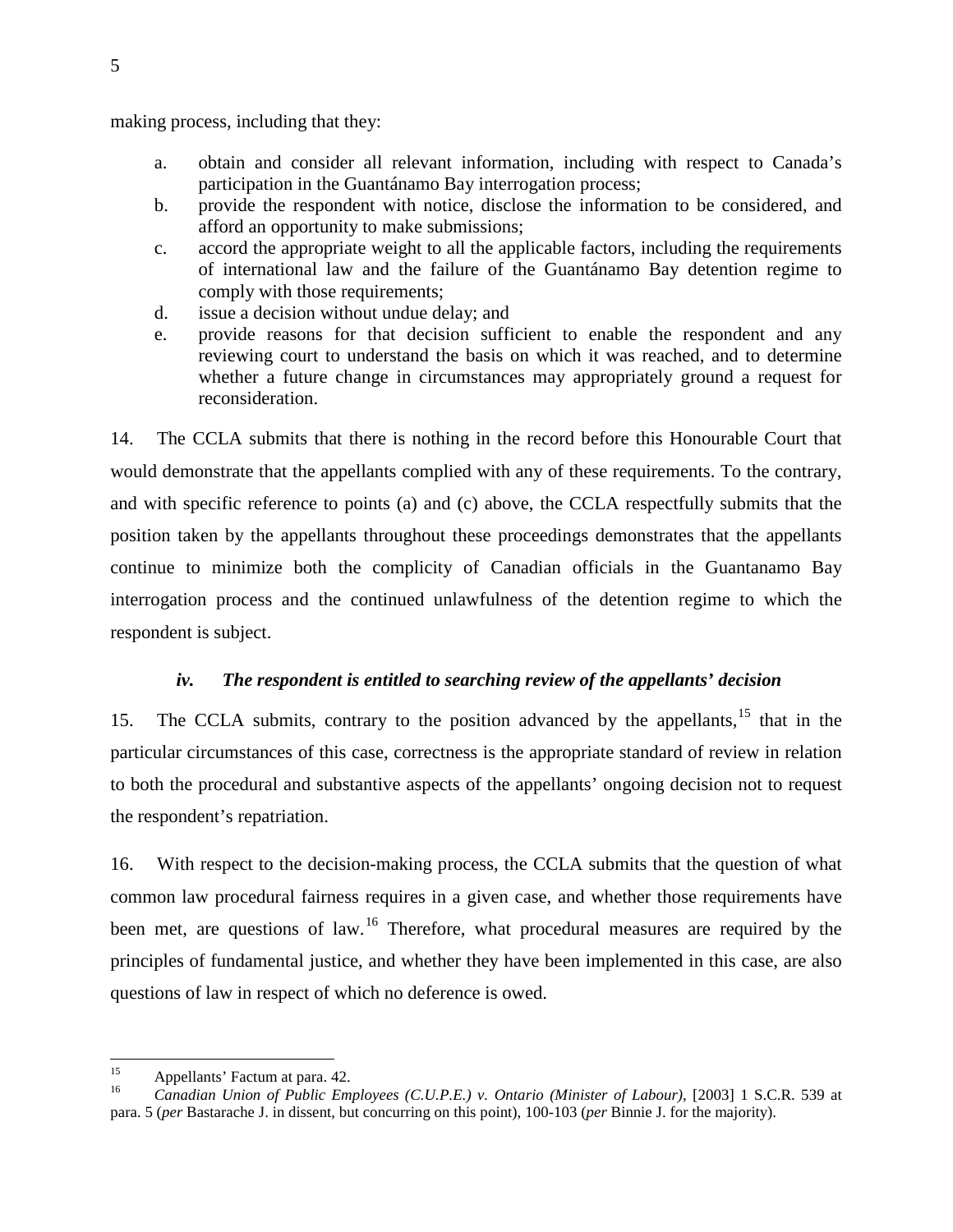making process, including that they:

a. obtain and consider all relevant information, including with respect to Canada's participation in the Guantánamo Bay interrogation process;
b. provide the respondent with notice, disclose the information to be considered, and afford an opportunity to make submissions;
c. accord the appropriate weight to all the applicable factors, including the requirements of international law and the failure of the Guantánamo Bay detention regime to comply with those requirements;
d. issue a decision without undue delay; and
e. provide reasons for that decision sufficient to enable the respondent and any reviewing court to understand the basis on which it was reached, and to determine whether a future change in circumstances may appropriately ground a request for reconsideration.

14. The CCLA submits that there is nothing in the record before this Honourable Court that would demonstrate that the appellants complied with any of these requirements. To the contrary, and with specific reference to points (a) and (c) above, the CCLA respectfully submits that the position taken by the appellants throughout these proceedings demonstrates that the appellants continue to minimize both the complicity of Canadian officials in the Guantanamo Bay interrogation process and the continued unlawfulness of the detention regime to which the respondent is subject.

### *iv. The respondent is entitled to searching review of the appellants' decision*

15. The CCLA submits, contrary to the position advanced by the appellants,[15] that in the particular circumstances of this case, correctness is the appropriate standard of review in relation to both the procedural and substantive aspects of the appellants' ongoing decision not to request the respondent's repatriation.

16. With respect to the decision-making process, the CCLA submits that the question of what common law procedural fairness requires in a given case, and whether those requirements have been met, are questions of law.[16] Therefore, what procedural measures are required by the principles of fundamental justice, and whether they have been implemented in this case, are also questions of law in respect of which no deference is owed.

---

[15] Appellants' Factum at para. 42.

[16] *Canadian Union of Public Employees (C.U.P.E.) v. Ontario (Minister of Labour)*, [2003] 1 S.C.R. 539 at para. 5 (*per* Bastarache J. in dissent, but concurring on this point), 100-103 (*per* Binnie J. for the majority).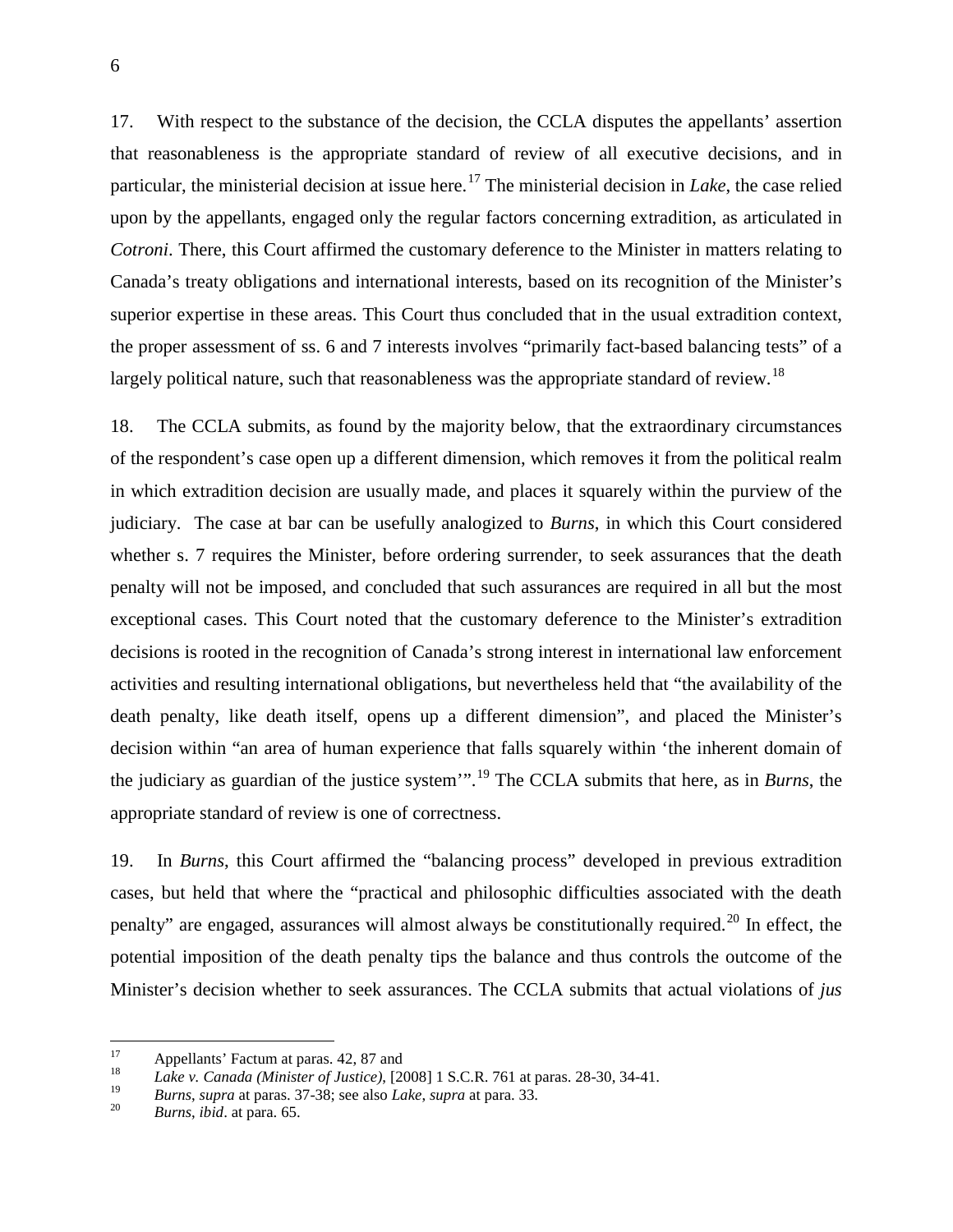17. With respect to the substance of the decision, the CCLA disputes the appellants' assertion that reasonableness is the appropriate standard of review of all executive decisions, and in particular, the ministerial decision at issue here.[17] The ministerial decision in *Lake*, the case relied upon by the appellants, engaged only the regular factors concerning extradition, as articulated in *Cotroni*. There, this Court affirmed the customary deference to the Minister in matters relating to Canada's treaty obligations and international interests, based on its recognition of the Minister's superior expertise in these areas. This Court thus concluded that in the usual extradition context, the proper assessment of ss. 6 and 7 interests involves "primarily fact-based balancing tests" of a largely political nature, such that reasonableness was the appropriate standard of review.[18]

18. The CCLA submits, as found by the majority below, that the extraordinary circumstances of the respondent's case open up a different dimension, which removes it from the political realm in which extradition decision are usually made, and places it squarely within the purview of the judiciary. The case at bar can be usefully analogized to *Burns*, in which this Court considered whether s. 7 requires the Minister, before ordering surrender, to seek assurances that the death penalty will not be imposed, and concluded that such assurances are required in all but the most exceptional cases. This Court noted that the customary deference to the Minister's extradition decisions is rooted in the recognition of Canada's strong interest in international law enforcement activities and resulting international obligations, but nevertheless held that "the availability of the death penalty, like death itself, opens up a different dimension", and placed the Minister's decision within "an area of human experience that falls squarely within 'the inherent domain of the judiciary as guardian of the justice system'".[19] The CCLA submits that here, as in *Burns*, the appropriate standard of review is one of correctness.

19. In *Burns*, this Court affirmed the "balancing process" developed in previous extradition cases, but held that where the "practical and philosophic difficulties associated with the death penalty" are engaged, assurances will almost always be constitutionally required.[20] In effect, the potential imposition of the death penalty tips the balance and thus controls the outcome of the Minister's decision whether to seek assurances. The CCLA submits that actual violations of *jus*

---

[17] Appellants' Factum at paras. 42, 87 and

[18] *Lake v. Canada (Minister of Justice)*, [2008] 1 S.C.R. 761 at paras. 28-30, 34-41.

[19] *Burns*, *supra* at paras. 37-38; see also *Lake*, *supra* at para. 33.

[20] *Burns*, *ibid*. at para. 65.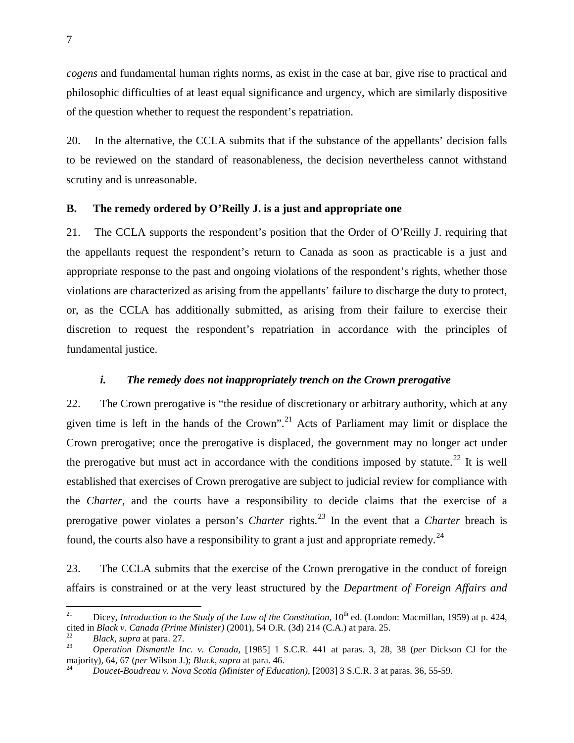*cogens* and fundamental human rights norms, as exist in the case at bar, give rise to practical and philosophic difficulties of at least equal significance and urgency, which are similarly dispositive of the question whether to request the respondent's repatriation.

20. In the alternative, the CCLA submits that if the substance of the appellants' decision falls to be reviewed on the standard of reasonableness, the decision nevertheless cannot withstand scrutiny and is unreasonable.

### B. The remedy ordered by O'Reilly J. is a just and appropriate one

21. The CCLA supports the respondent's position that the Order of O'Reilly J. requiring that the appellants request the respondent's return to Canada as soon as practicable is a just and appropriate response to the past and ongoing violations of the respondent's rights, whether those violations are characterized as arising from the appellants' failure to discharge the duty to protect, or, as the CCLA has additionally submitted, as arising from their failure to exercise their discretion to request the respondent's repatriation in accordance with the principles of fundamental justice.

#### *i. The remedy does not inappropriately trench on the Crown prerogative*

22. The Crown prerogative is "the residue of discretionary or arbitrary authority, which at any given time is left in the hands of the Crown".[21] Acts of Parliament may limit or displace the Crown prerogative; once the prerogative is displaced, the government may no longer act under the prerogative but must act in accordance with the conditions imposed by statute.[22] It is well established that exercises of Crown prerogative are subject to judicial review for compliance with the *Charter*, and the courts have a responsibility to decide claims that the exercise of a prerogative power violates a person's *Charter* rights.[23] In the event that a *Charter* breach is found, the courts also have a responsibility to grant a just and appropriate remedy.[24]

23. The CCLA submits that the exercise of the Crown prerogative in the conduct of foreign affairs is constrained or at the very least structured by the *Department of Foreign Affairs and*

---

[21] Dicey, *Introduction to the Study of the Law of the Constitution*, 10th ed. (London: Macmillan, 1959) at p. 424, cited in *Black v. Canada (Prime Minister)* (2001), 54 O.R. (3d) 214 (C.A.) at para. 25.

[22] *Black*, *supra* at para. 27.

[23] *Operation Dismantle Inc. v. Canada*, [1985] 1 S.C.R. 441 at paras. 3, 28, 38 (*per* Dickson CJ for the majority), 64, 67 (*per* Wilson J.); *Black*, *supra* at para. 46.

[24] *Doucet-Boudreau v. Nova Scotia (Minister of Education)*, [2003] 3 S.C.R. 3 at paras. 36, 55-59.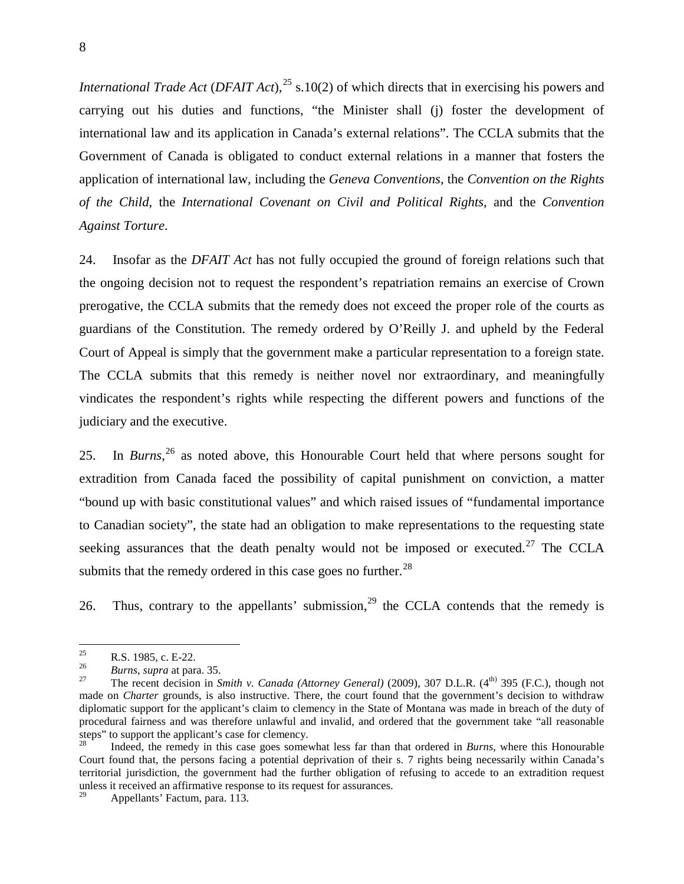*International Trade Act* (*DFAIT Act*),[25] s.10(2) of which directs that in exercising his powers and carrying out his duties and functions, "the Minister shall (j) foster the development of international law and its application in Canada's external relations". The CCLA submits that the Government of Canada is obligated to conduct external relations in a manner that fosters the application of international law, including the *Geneva Conventions*, the *Convention on the Rights of the Child*, the *International Covenant on Civil and Political Rights*, and the *Convention Against Torture*.

24. Insofar as the *DFAIT Act* has not fully occupied the ground of foreign relations such that the ongoing decision not to request the respondent's repatriation remains an exercise of Crown prerogative, the CCLA submits that the remedy does not exceed the proper role of the courts as guardians of the Constitution. The remedy ordered by O'Reilly J. and upheld by the Federal Court of Appeal is simply that the government make a particular representation to a foreign state. The CCLA submits that this remedy is neither novel nor extraordinary, and meaningfully vindicates the respondent's rights while respecting the different powers and functions of the judiciary and the executive.

25. In *Burns*,[26] as noted above, this Honourable Court held that where persons sought for extradition from Canada faced the possibility of capital punishment on conviction, a matter "bound up with basic constitutional values" and which raised issues of "fundamental importance to Canadian society", the state had an obligation to make representations to the requesting state seeking assurances that the death penalty would not be imposed or executed.[27] The CCLA submits that the remedy ordered in this case goes no further.[28]

26. Thus, contrary to the appellants' submission,[29] the CCLA contends that the remedy is

---

[25] R.S. 1985, c. E-22.

[26] *Burns*, *supra* at para. 35.

[27] The recent decision in *Smith v. Canada (Attorney General)* (2009), 307 D.L.R. (4th) 395 (F.C.), though not made on *Charter* grounds, is also instructive. There, the court found that the government's decision to withdraw diplomatic support for the applicant's claim to clemency in the State of Montana was made in breach of the duty of procedural fairness and was therefore unlawful and invalid, and ordered that the government take "all reasonable steps" to support the applicant's case for clemency.

[28] Indeed, the remedy in this case goes somewhat less far than that ordered in *Burns*, where this Honourable Court found that, the persons facing a potential deprivation of their s. 7 rights being necessarily within Canada's territorial jurisdiction, the government had the further obligation of refusing to accede to an extradition request unless it received an affirmative response to its request for assurances.

[29] Appellants' Factum, para. 113.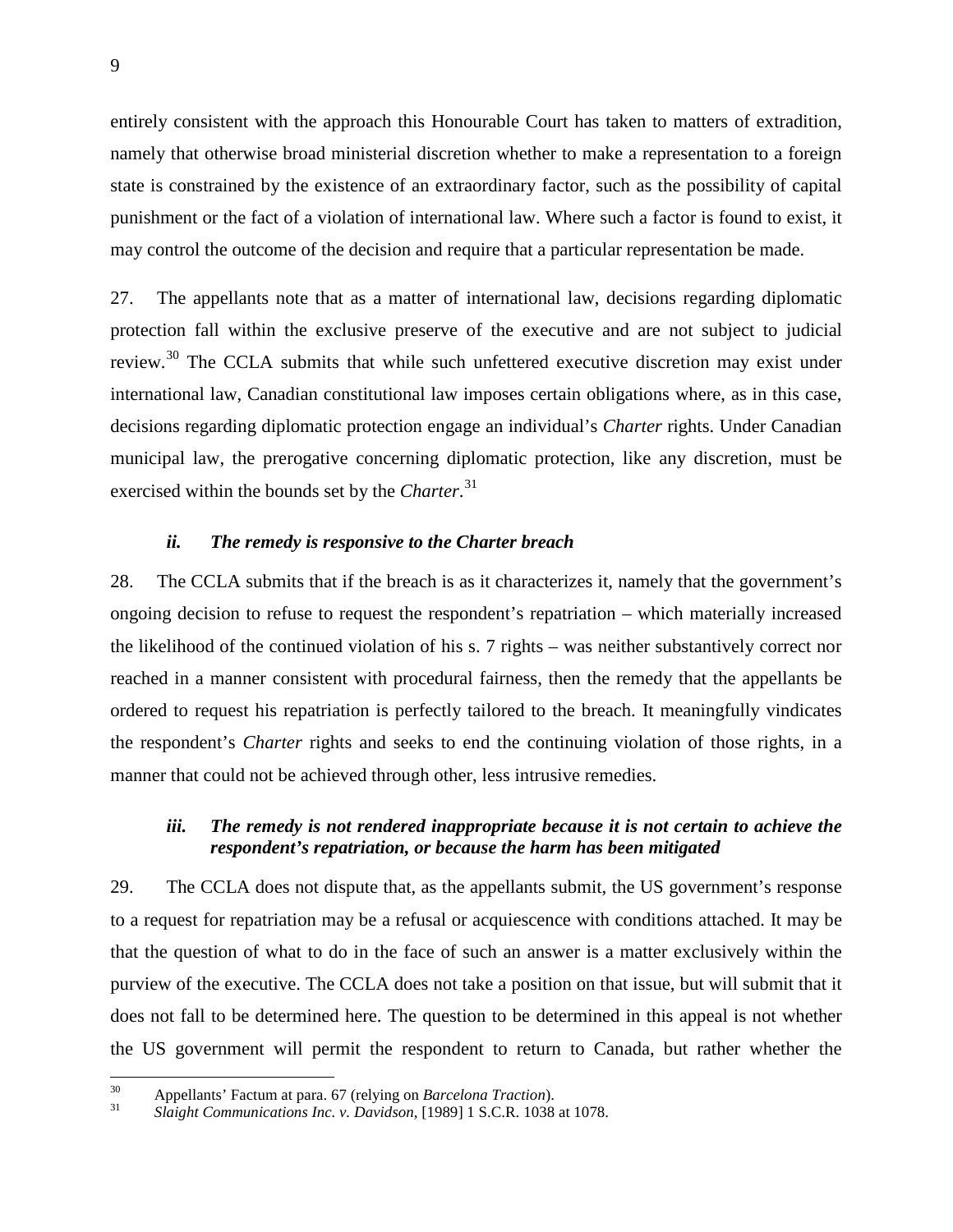entirely consistent with the approach this Honourable Court has taken to matters of extradition, namely that otherwise broad ministerial discretion whether to make a representation to a foreign state is constrained by the existence of an extraordinary factor, such as the possibility of capital punishment or the fact of a violation of international law. Where such a factor is found to exist, it may control the outcome of the decision and require that a particular representation be made.

27. The appellants note that as a matter of international law, decisions regarding diplomatic protection fall within the exclusive preserve of the executive and are not subject to judicial review.[30] The CCLA submits that while such unfettered executive discretion may exist under international law, Canadian constitutional law imposes certain obligations where, as in this case, decisions regarding diplomatic protection engage an individual's *Charter* rights. Under Canadian municipal law, the prerogative concerning diplomatic protection, like any discretion, must be exercised within the bounds set by the *Charter*.[31]

### *ii. The remedy is responsive to the Charter breach*

28. The CCLA submits that if the breach is as it characterizes it, namely that the government's ongoing decision to refuse to request the respondent's repatriation – which materially increased the likelihood of the continued violation of his s. 7 rights – was neither substantively correct nor reached in a manner consistent with procedural fairness, then the remedy that the appellants be ordered to request his repatriation is perfectly tailored to the breach. It meaningfully vindicates the respondent's *Charter* rights and seeks to end the continuing violation of those rights, in a manner that could not be achieved through other, less intrusive remedies.

### *iii. The remedy is not rendered inappropriate because it is not certain to achieve the respondent's repatriation, or because the harm has been mitigated*

29. The CCLA does not dispute that, as the appellants submit, the US government's response to a request for repatriation may be a refusal or acquiescence with conditions attached. It may be that the question of what to do in the face of such an answer is a matter exclusively within the purview of the executive. The CCLA does not take a position on that issue, but will submit that it does not fall to be determined here. The question to be determined in this appeal is not whether the US government will permit the respondent to return to Canada, but rather whether the

---

[30] Appellants' Factum at para. 67 (relying on *Barcelona Traction*).

[31] *Slaight Communications Inc. v. Davidson*, [1989] 1 S.C.R. 1038 at 1078.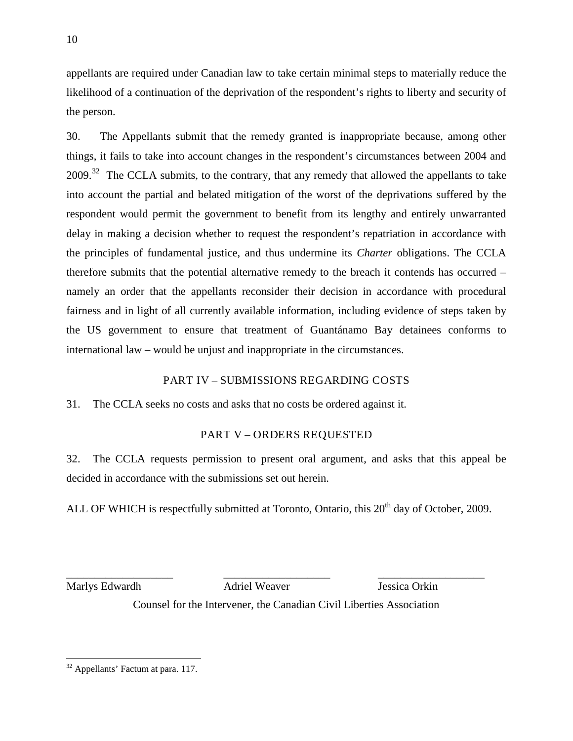appellants are required under Canadian law to take certain minimal steps to materially reduce the likelihood of a continuation of the deprivation of the respondent's rights to liberty and security of the person.

30. The Appellants submit that the remedy granted is inappropriate because, among other things, it fails to take into account changes in the respondent's circumstances between 2004 and 2009.[32] The CCLA submits, to the contrary, that any remedy that allowed the appellants to take into account the partial and belated mitigation of the worst of the deprivations suffered by the respondent would permit the government to benefit from its lengthy and entirely unwarranted delay in making a decision whether to request the respondent's repatriation in accordance with the principles of fundamental justice, and thus undermine its *Charter* obligations. The CCLA therefore submits that the potential alternative remedy to the breach it contends has occurred – namely an order that the appellants reconsider their decision in accordance with procedural fairness and in light of all currently available information, including evidence of steps taken by the US government to ensure that treatment of Guantánamo Bay detainees conforms to international law – would be unjust and inappropriate in the circumstances.

## PART IV – SUBMISSIONS REGARDING COSTS

31. The CCLA seeks no costs and asks that no costs be ordered against it.

## PART V – ORDERS REQUESTED

32. The CCLA requests permission to present oral argument, and asks that this appeal be decided in accordance with the submissions set out herein.

ALL OF WHICH is respectfully submitted at Toronto, Ontario, this 20th day of October, 2009.

\_\_\_\_\_\_\_\_\_\_\_\_\_\_\_\_\_\_\_ \_\_\_\_\_\_\_\_\_\_\_\_\_\_\_\_\_\_\_ \_\_\_\_\_\_\_\_\_\_\_\_\_\_\_\_\_\_\_

Marlys Edwardh Adriel Weaver Jessica Orkin

Counsel for the Intervener, the Canadian Civil Liberties Association

---

[32] Appellants' Factum at para. 117.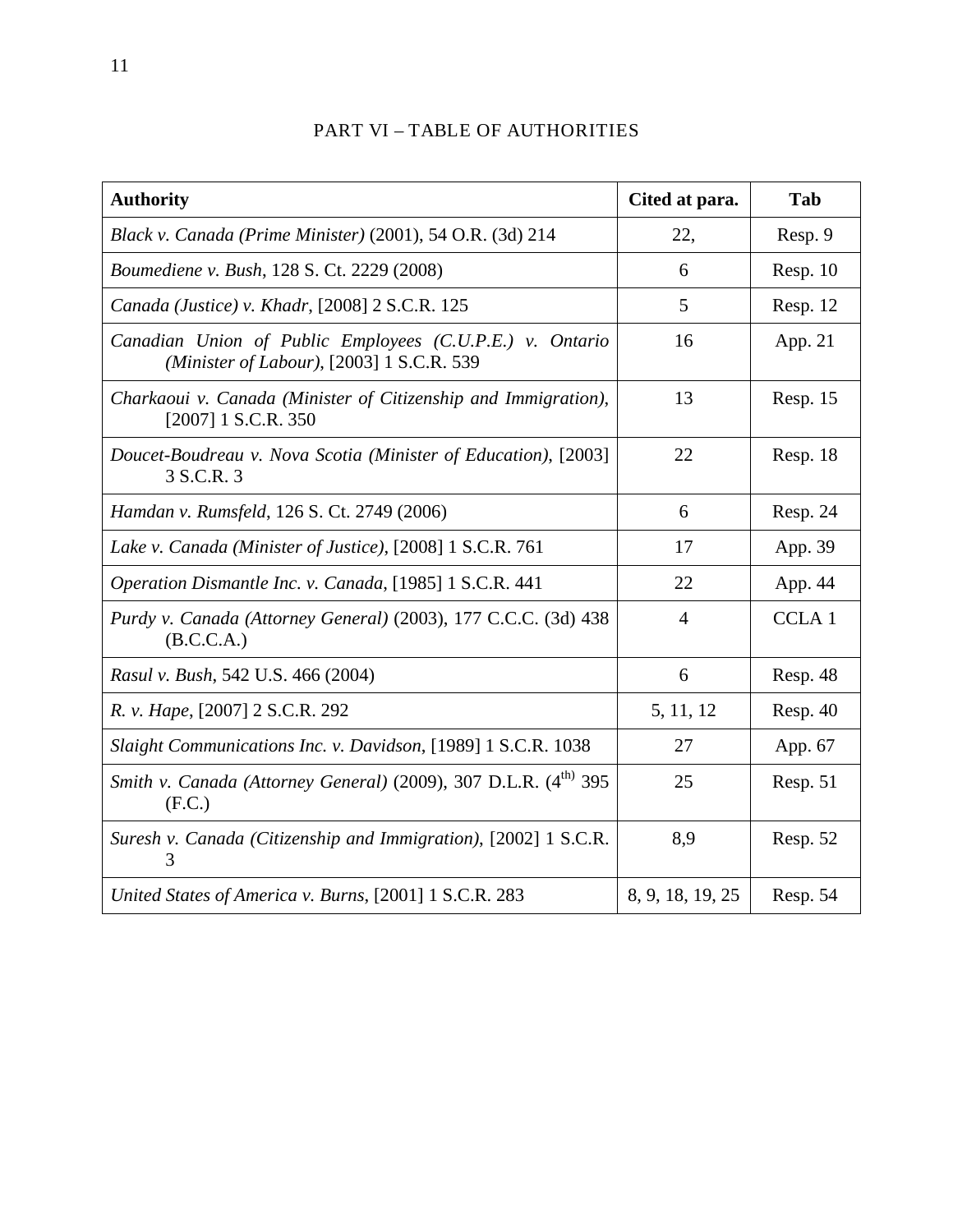## PART VI – TABLE OF AUTHORITIES

| Authority | Cited at para. | Tab |
|---|---|---|
| *Black v. Canada (Prime Minister)* (2001), 54 O.R. (3d) 214 | 22, | Resp. 9 |
| *Boumediene v. Bush*, 128 S. Ct. 2229 (2008) | 6 | Resp. 10 |
| *Canada (Justice) v. Khadr*, [2008] 2 S.C.R. 125 | 5 | Resp. 12 |
| *Canadian Union of Public Employees (C.U.P.E.) v. Ontario (Minister of Labour)*, [2003] 1 S.C.R. 539 | 16 | App. 21 |
| *Charkaoui v. Canada (Minister of Citizenship and Immigration)*, [2007] 1 S.C.R. 350 | 13 | Resp. 15 |
| *Doucet-Boudreau v. Nova Scotia (Minister of Education)*, [2003] 3 S.C.R. 3 | 22 | Resp. 18 |
| *Hamdan v. Rumsfeld*, 126 S. Ct. 2749 (2006) | 6 | Resp. 24 |
| *Lake v. Canada (Minister of Justice)*, [2008] 1 S.C.R. 761 | 17 | App. 39 |
| *Operation Dismantle Inc. v. Canada*, [1985] 1 S.C.R. 441 | 22 | App. 44 |
| *Purdy v. Canada (Attorney General)* (2003), 177 C.C.C. (3d) 438 (B.C.C.A.) | 4 | CCLA 1 |
| *Rasul v. Bush*, 542 U.S. 466 (2004) | 6 | Resp. 48 |
| *R. v. Hape*, [2007] 2 S.C.R. 292 | 5, 11, 12 | Resp. 40 |
| *Slaight Communications Inc. v. Davidson*, [1989] 1 S.C.R. 1038 | 27 | App. 67 |
| *Smith v. Canada (Attorney General)* (2009), 307 D.L.R. (4th) 395 (F.C.) | 25 | Resp. 51 |
| *Suresh v. Canada (Citizenship and Immigration)*, [2002] 1 S.C.R. 3 | 8,9 | Resp. 52 |
| *United States of America v. Burns*, [2001] 1 S.C.R. 283 | 8, 9, 18, 19, 25 | Resp. 54 |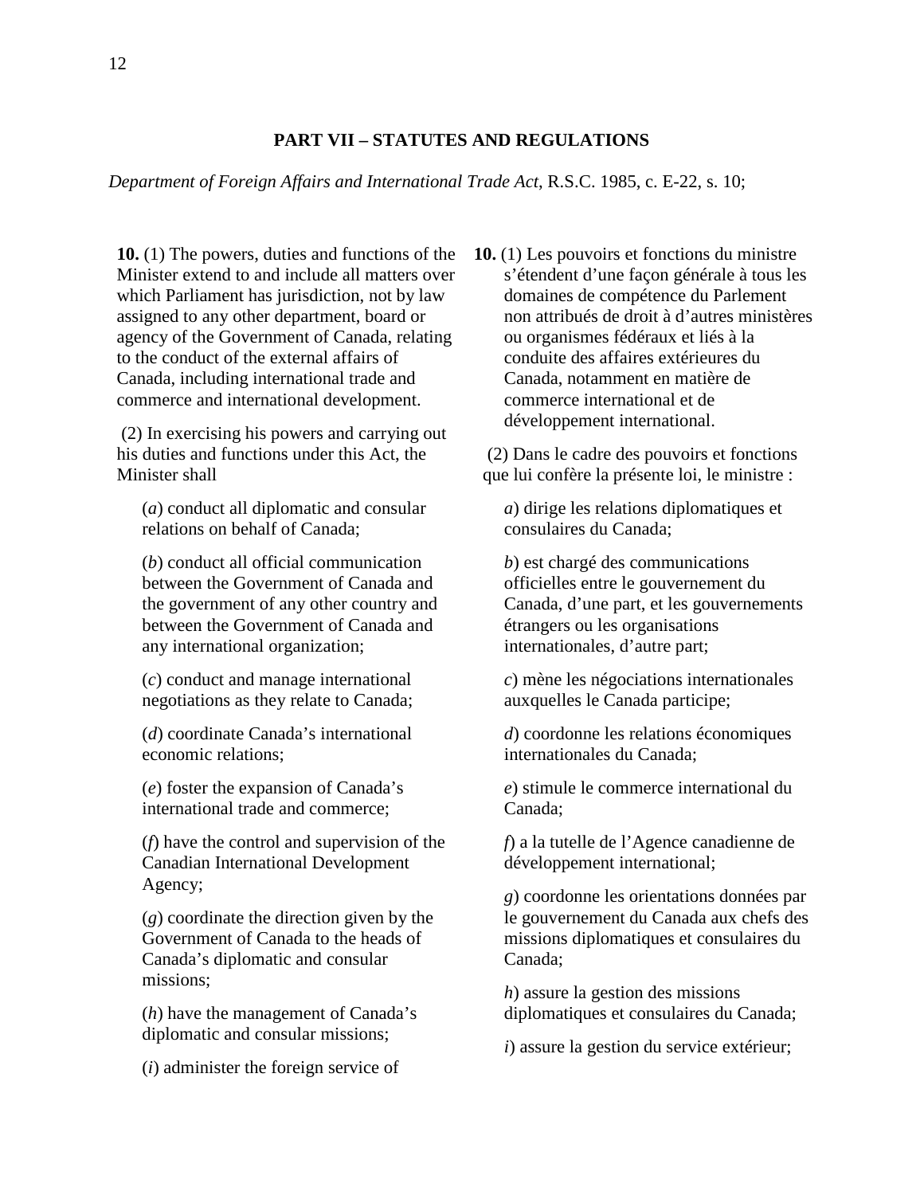## PART VII – STATUTES AND REGULATIONS

*Department of Foreign Affairs and International Trade Act*, R.S.C. 1985, c. E-22, s. 10;

**10.** (1) The powers, duties and functions of the Minister extend to and include all matters over which Parliament has jurisdiction, not by law assigned to any other department, board or agency of the Government of Canada, relating to the conduct of the external affairs of Canada, including international trade and commerce and international development.

(2) In exercising his powers and carrying out his duties and functions under this Act, the Minister shall

(*a*) conduct all diplomatic and consular relations on behalf of Canada;

(*b*) conduct all official communication between the Government of Canada and the government of any other country and between the Government of Canada and any international organization;

(*c*) conduct and manage international negotiations as they relate to Canada;

(*d*) coordinate Canada's international economic relations;

(*e*) foster the expansion of Canada's international trade and commerce;

(*f*) have the control and supervision of the Canadian International Development Agency;

(*g*) coordinate the direction given by the Government of Canada to the heads of Canada's diplomatic and consular missions;

(*h*) have the management of Canada's diplomatic and consular missions;

(*i*) administer the foreign service of

**10.** (1) Les pouvoirs et fonctions du ministre s'étendent d'une façon générale à tous les domaines de compétence du Parlement non attribués de droit à d'autres ministères ou organismes fédéraux et liés à la conduite des affaires extérieures du Canada, notamment en matière de commerce international et de développement international.

(2) Dans le cadre des pouvoirs et fonctions que lui confère la présente loi, le ministre :

*a*) dirige les relations diplomatiques et consulaires du Canada;

*b*) est chargé des communications officielles entre le gouvernement du Canada, d'une part, et les gouvernements étrangers ou les organisations internationales, d'autre part;

*c*) mène les négociations internationales auxquelles le Canada participe;

*d*) coordonne les relations économiques internationales du Canada;

*e*) stimule le commerce international du Canada;

*f*) a la tutelle de l'Agence canadienne de développement international;

*g*) coordonne les orientations données par le gouvernement du Canada aux chefs des missions diplomatiques et consulaires du Canada;

*h*) assure la gestion des missions diplomatiques et consulaires du Canada;

*i*) assure la gestion du service extérieur;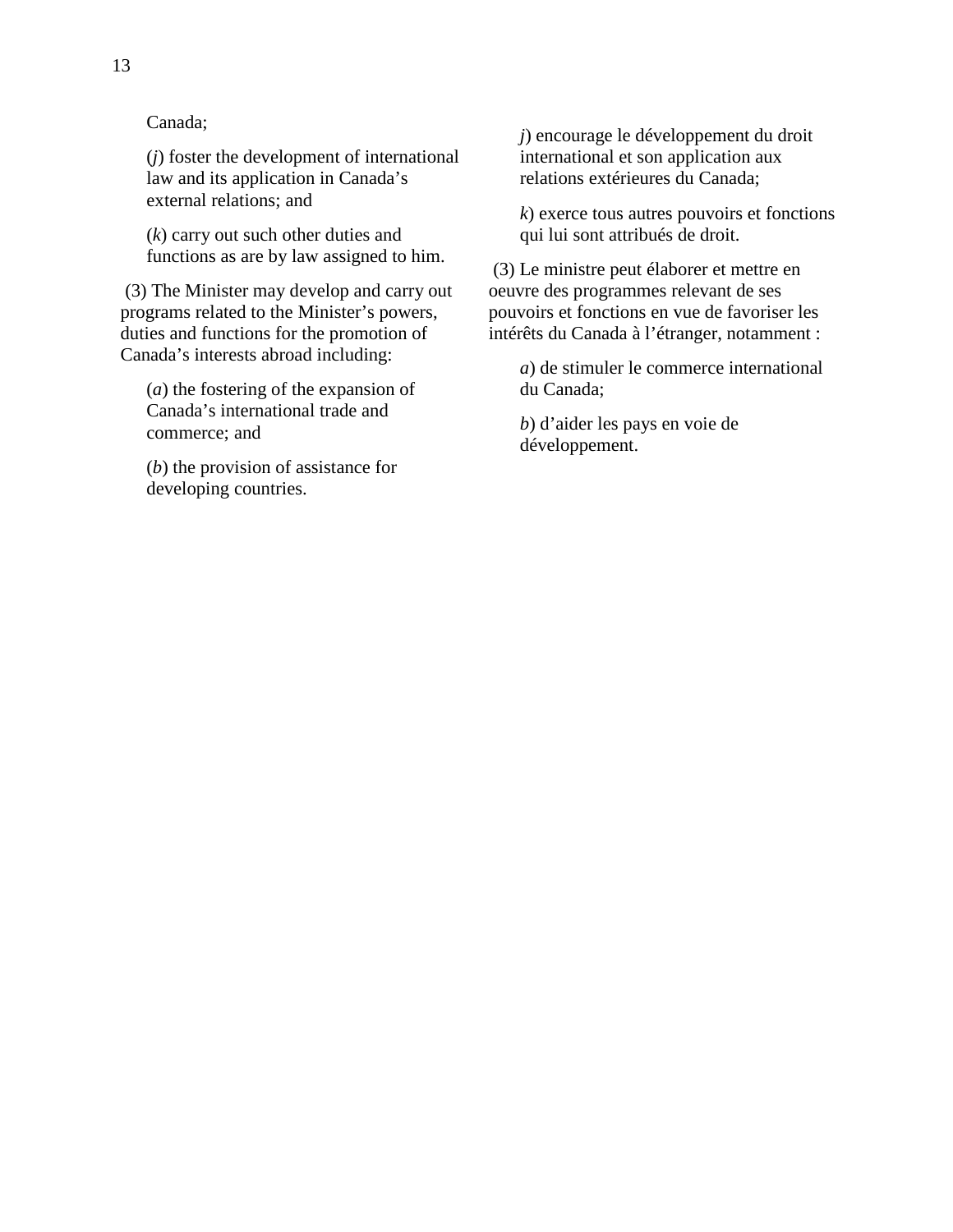Canada;

(*j*) foster the development of international law and its application in Canada’s external relations; and

(*k*) carry out such other duties and functions as are by law assigned to him.

(3) The Minister may develop and carry out programs related to the Minister’s powers, duties and functions for the promotion of Canada’s interests abroad including:

(*a*) the fostering of the expansion of Canada’s international trade and commerce; and

(*b*) the provision of assistance for developing countries.

*j*) encourage le développement du droit international et son application aux relations extérieures du Canada;

*k*) exerce tous autres pouvoirs et fonctions qui lui sont attribués de droit.

(3) Le ministre peut élaborer et mettre en oeuvre des programmes relevant de ses pouvoirs et fonctions en vue de favoriser les intérêts du Canada à l’étranger, notamment :

*a*) de stimuler le commerce international du Canada;

*b*) d’aider les pays en voie de développement.